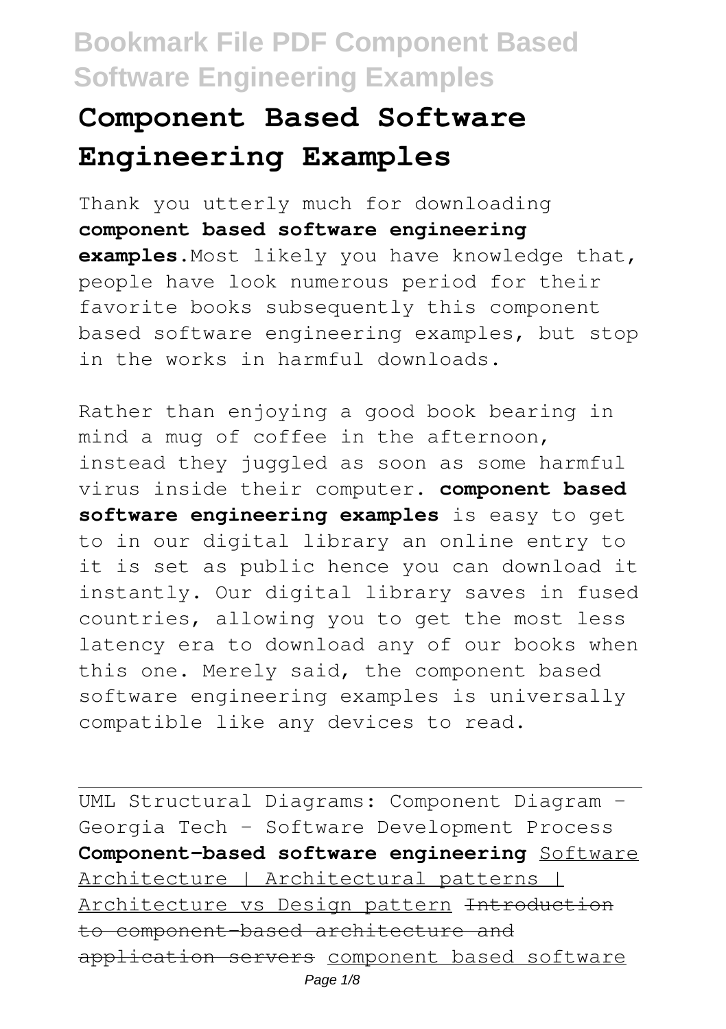# Component Based Software Engineering Examples

Thank you utterly much for downloading **component based software engineering examples**.Most likely you have knowledge that, people have look numerous period for their favorite books subsequently this component based software engineering examples, but stop in the works in harmful downloads.

Rather than enjoying a good book bearing in mind a mug of coffee in the afternoon, instead they juggled as soon as some harmful virus inside their computer. **component based software engineering examples** is easy to get to in our digital library an online entry to it is set as public hence you can download it instantly. Our digital library saves in fused countries, allowing you to get the most less latency era to download any of our books when this one. Merely said, the component based software engineering examples is universally compatible like any devices to read.

UML Structural Diagrams: Component Diagram - Georgia Tech - Software Development Process **Component-based software engineering** Software Architecture | Architectural patterns | Architecture vs Design pattern ~~Introduction to component-based architecture and application servers~~ component based software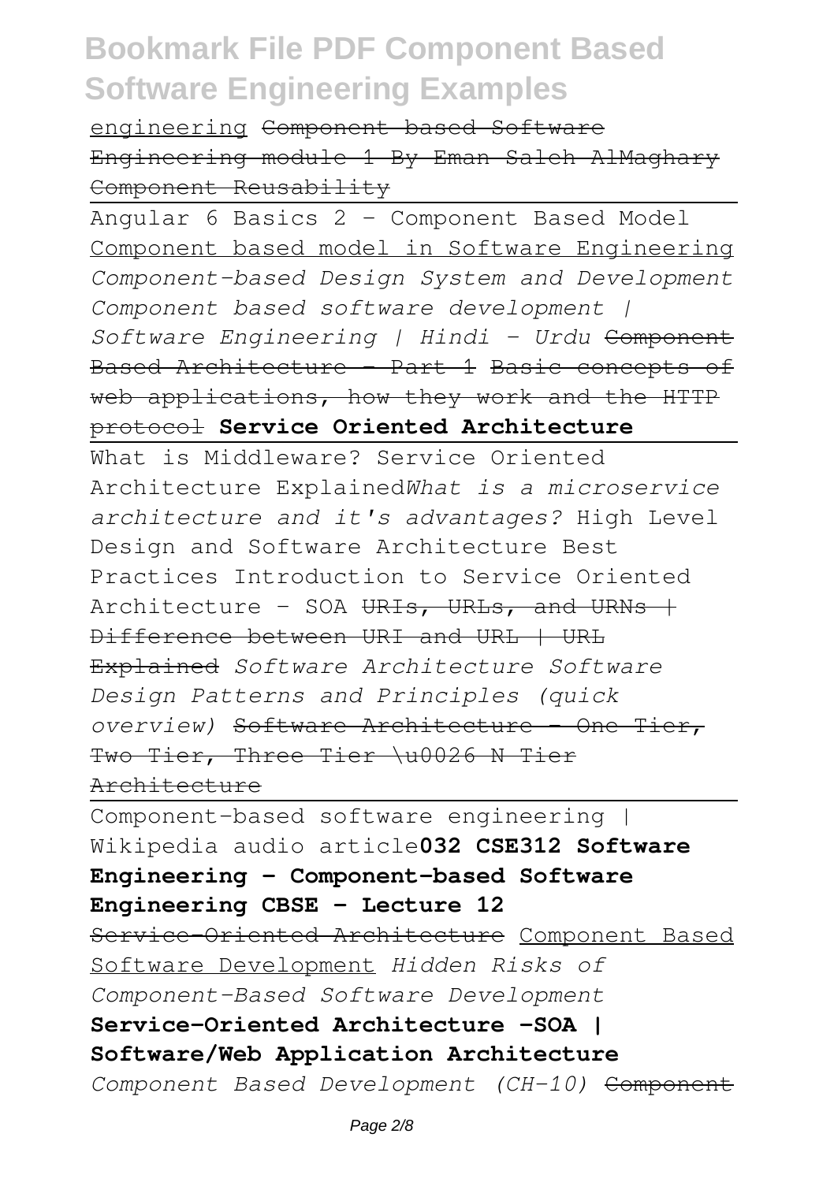engineering ~~Component based Software Engineering module 1 By Eman Saleh AlMaghary Component Reusability~~

Angular 6 Basics 2 - Component Based Model Component based model in Software Engineering *Component-based Design System and Development Component based software development | Software Engineering | Hindi - Urdu* ~~Component Based Architecture - Part 1~~ ~~Basic concepts of web applications, how they work and the HTTP protocol~~ **Service Oriented Architecture**

What is Middleware? Service Oriented Architecture Explained*What is a microservice architecture and it's advantages?* High Level Design and Software Architecture Best Practices Introduction to Service Oriented Architecture - SOA ~~URIs, URLs, and URNs | Difference between URI and URL | URL Explained~~ *Software Architecture Software Design Patterns and Principles (quick overview)* ~~Software Architecture - One Tier, Two Tier, Three Tier \u0026 N Tier Architecture~~

Component-based software engineering | Wikipedia audio article**032 CSE312 Software Engineering - Component-based Software Engineering CBSE - Lecture 12**

~~Service-Oriented Architecture~~ Component Based Software Development *Hidden Risks of Component-Based Software Development*

**Service-Oriented Architecture -SOA | Software/Web Application Architecture**

*Component Based Development (CH-10)* ~~Component~~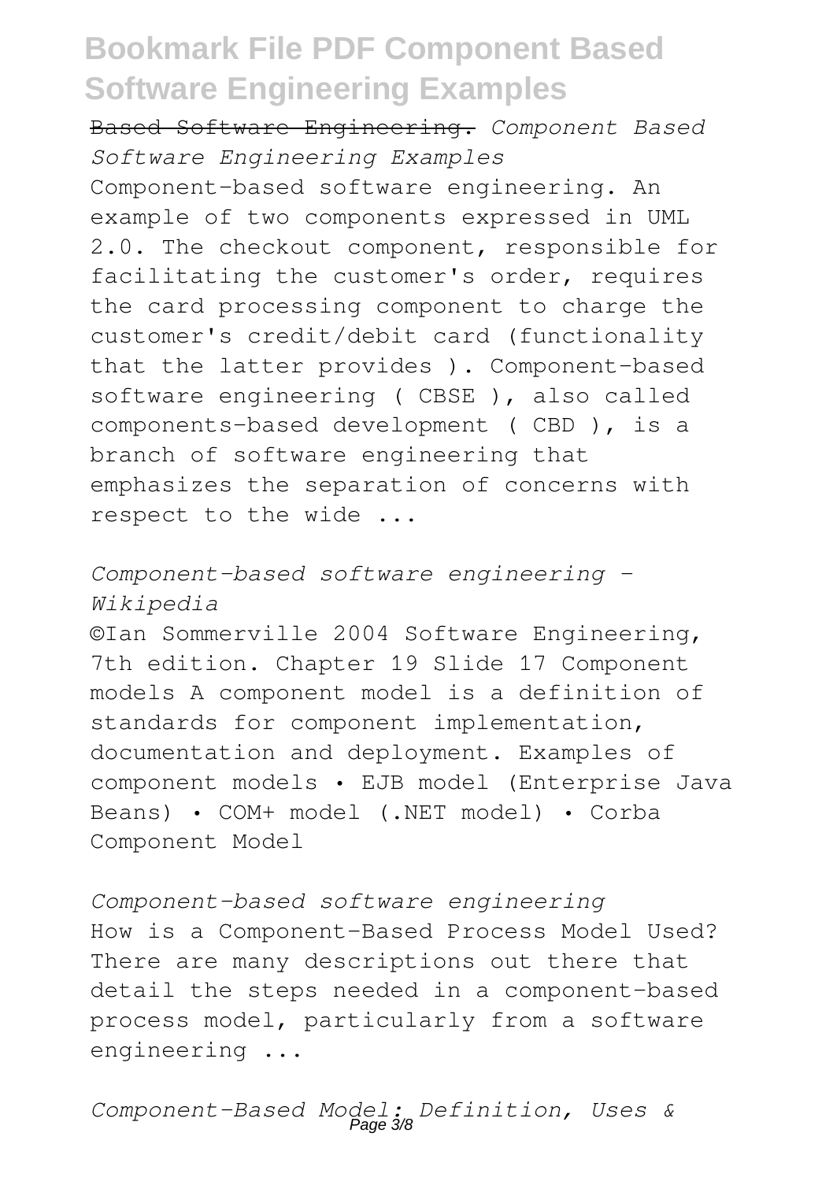~~Based Software Engineering.~~ *Component Based Software Engineering Examples*

Component-based software engineering. An example of two components expressed in UML 2.0. The checkout component, responsible for facilitating the customer's order, requires the card processing component to charge the customer's credit/debit card (functionality that the latter provides ). Component-based software engineering ( CBSE ), also called components-based development ( CBD ), is a branch of software engineering that emphasizes the separation of concerns with respect to the wide ...

*Component-based software engineering - Wikipedia*

©Ian Sommerville 2004 Software Engineering, 7th edition. Chapter 19 Slide 17 Component models A component model is a definition of standards for component implementation, documentation and deployment. Examples of component models • EJB model (Enterprise Java Beans) • COM+ model (.NET model) • Corba Component Model

*Component-based software engineering*

How is a Component-Based Process Model Used? There are many descriptions out there that detail the steps needed in a component-based process model, particularly from a software engineering ...

*Component-Based Model: Definition, Uses &*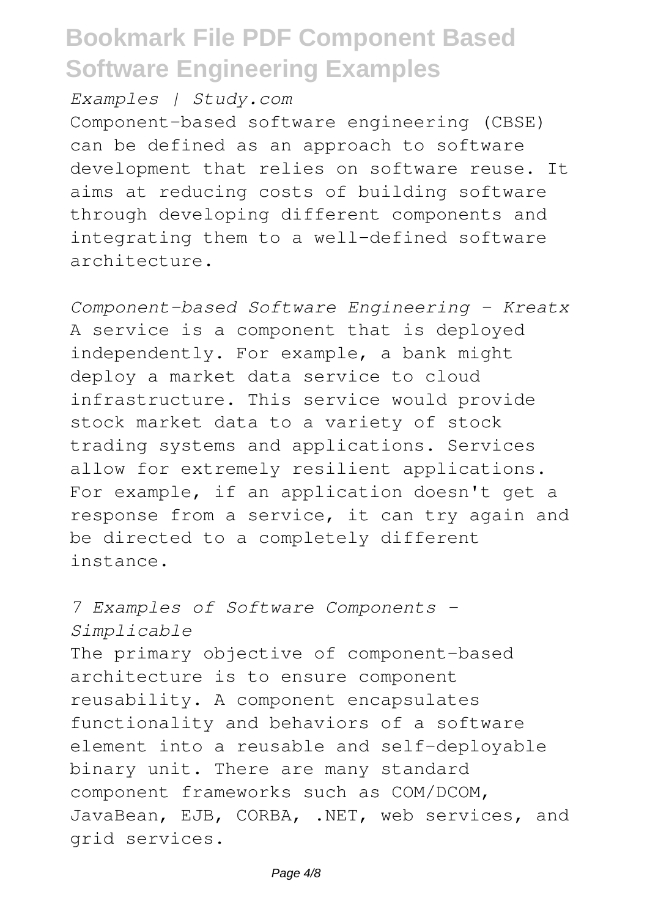*Examples | Study.com*

Component-based software engineering (CBSE) can be defined as an approach to software development that relies on software reuse. It aims at reducing costs of building software through developing different components and integrating them to a well-defined software architecture.

*Component-based Software Engineering - Kreatx*

A service is a component that is deployed independently. For example, a bank might deploy a market data service to cloud infrastructure. This service would provide stock market data to a variety of stock trading systems and applications. Services allow for extremely resilient applications. For example, if an application doesn't get a response from a service, it can try again and be directed to a completely different instance.

*7 Examples of Software Components - Simplicable*

The primary objective of component-based architecture is to ensure component reusability. A component encapsulates functionality and behaviors of a software element into a reusable and self-deployable binary unit. There are many standard component frameworks such as COM/DCOM, JavaBean, EJB, CORBA, .NET, web services, and grid services.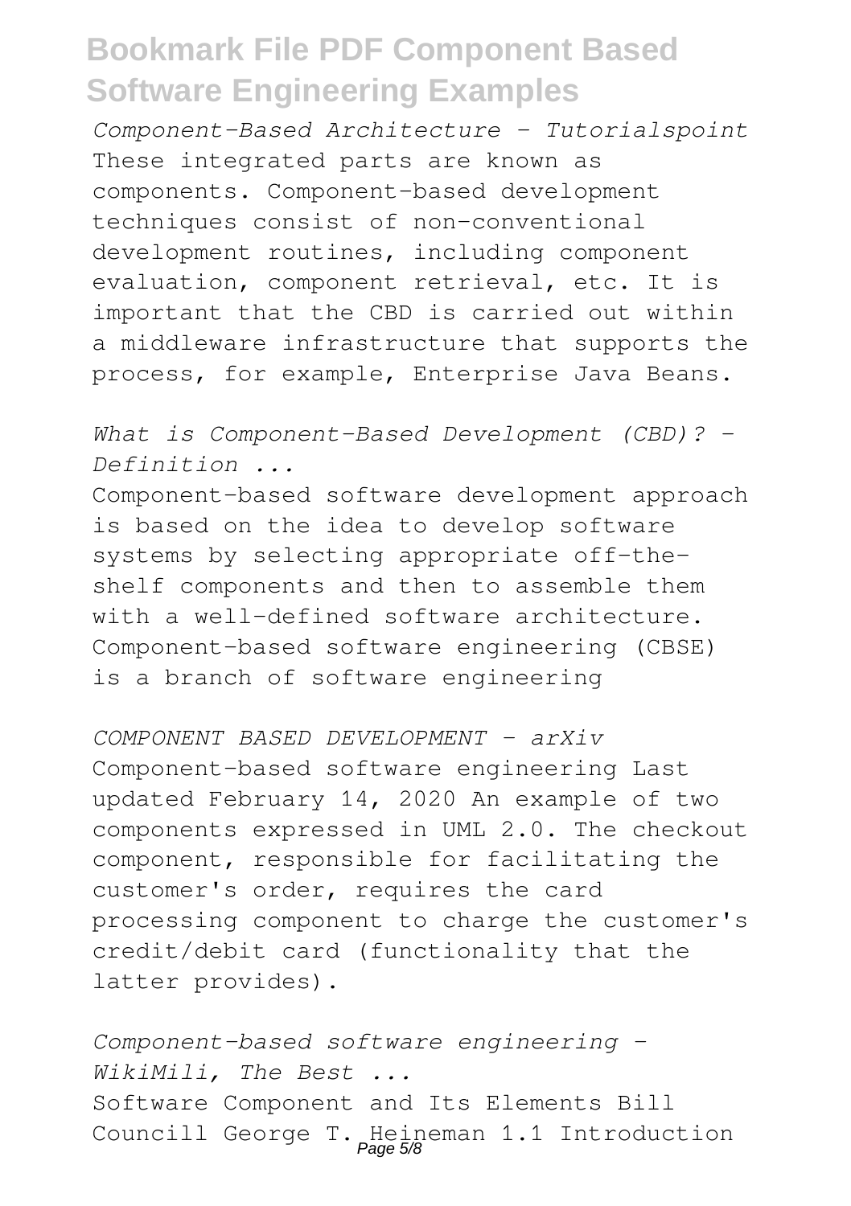*Component-Based Architecture - Tutorialspoint* These integrated parts are known as components. Component-based development techniques consist of non-conventional development routines, including component evaluation, component retrieval, etc. It is important that the CBD is carried out within a middleware infrastructure that supports the process, for example, Enterprise Java Beans.

*What is Component-Based Development (CBD)? - Definition ...*

Component-based software development approach is based on the idea to develop software systems by selecting appropriate off-the-shelf components and then to assemble them with a well-defined software architecture. Component-based software engineering (CBSE) is a branch of software engineering

*COMPONENT BASED DEVELOPMENT - arXiv*

Component-based software engineering Last updated February 14, 2020 An example of two components expressed in UML 2.0. The checkout component, responsible for facilitating the customer's order, requires the card processing component to charge the customer's credit/debit card (functionality that the latter provides).

*Component-based software engineering - WikiMili, The Best ...*

Software Component and Its Elements Bill Councill George T. Heineman 1.1 Introduction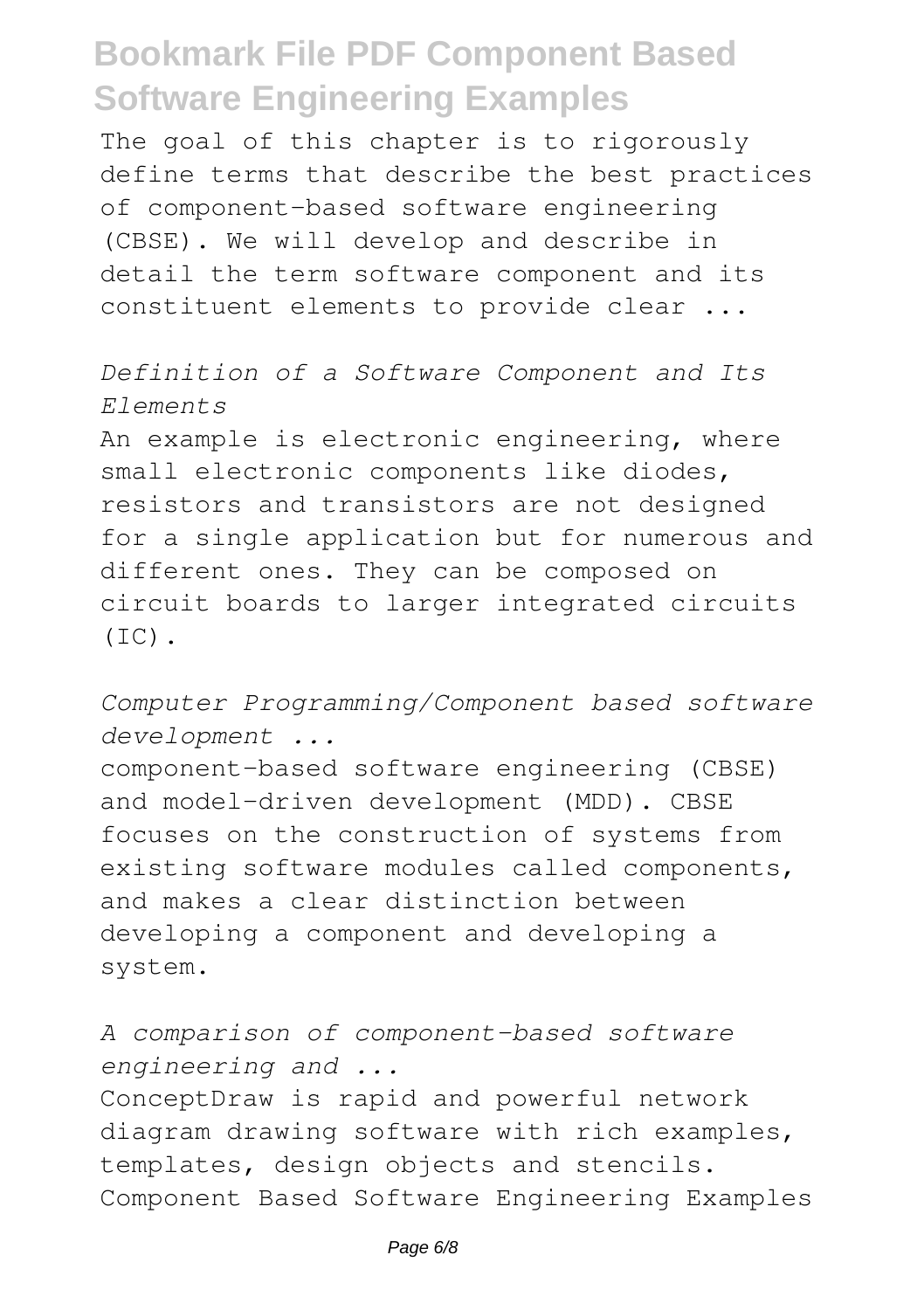The goal of this chapter is to rigorously define terms that describe the best practices of component-based software engineering (CBSE). We will develop and describe in detail the term software component and its constituent elements to provide clear ...

*Definition of a Software Component and Its Elements*

An example is electronic engineering, where small electronic components like diodes, resistors and transistors are not designed for a single application but for numerous and different ones. They can be composed on circuit boards to larger integrated circuits (IC).

*Computer Programming/Component based software development ...*

component-based software engineering (CBSE) and model-driven development (MDD). CBSE focuses on the construction of systems from existing software modules called components, and makes a clear distinction between developing a component and developing a system.

*A comparison of component-based software engineering and ...*

ConceptDraw is rapid and powerful network diagram drawing software with rich examples, templates, design objects and stencils. Component Based Software Engineering Examples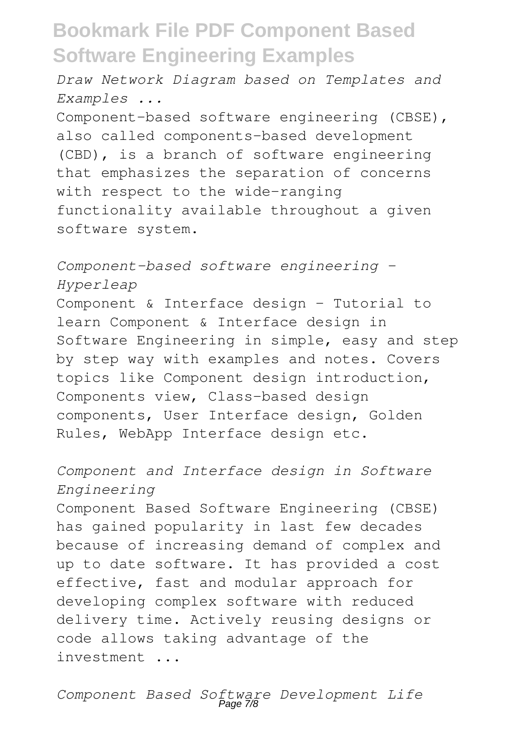*Draw Network Diagram based on Templates and Examples ...*

Component-based software engineering (CBSE), also called components-based development (CBD), is a branch of software engineering that emphasizes the separation of concerns with respect to the wide-ranging functionality available throughout a given software system.

*Component-based software engineering - Hyperleap*

Component & Interface design - Tutorial to learn Component & Interface design in Software Engineering in simple, easy and step by step way with examples and notes. Covers topics like Component design introduction, Components view, Class-based design components, User Interface design, Golden Rules, WebApp Interface design etc.

*Component and Interface design in Software Engineering*

Component Based Software Engineering (CBSE) has gained popularity in last few decades because of increasing demand of complex and up to date software. It has provided a cost effective, fast and modular approach for developing complex software with reduced delivery time. Actively reusing designs or code allows taking advantage of the investment ...

*Component Based Software Development Life*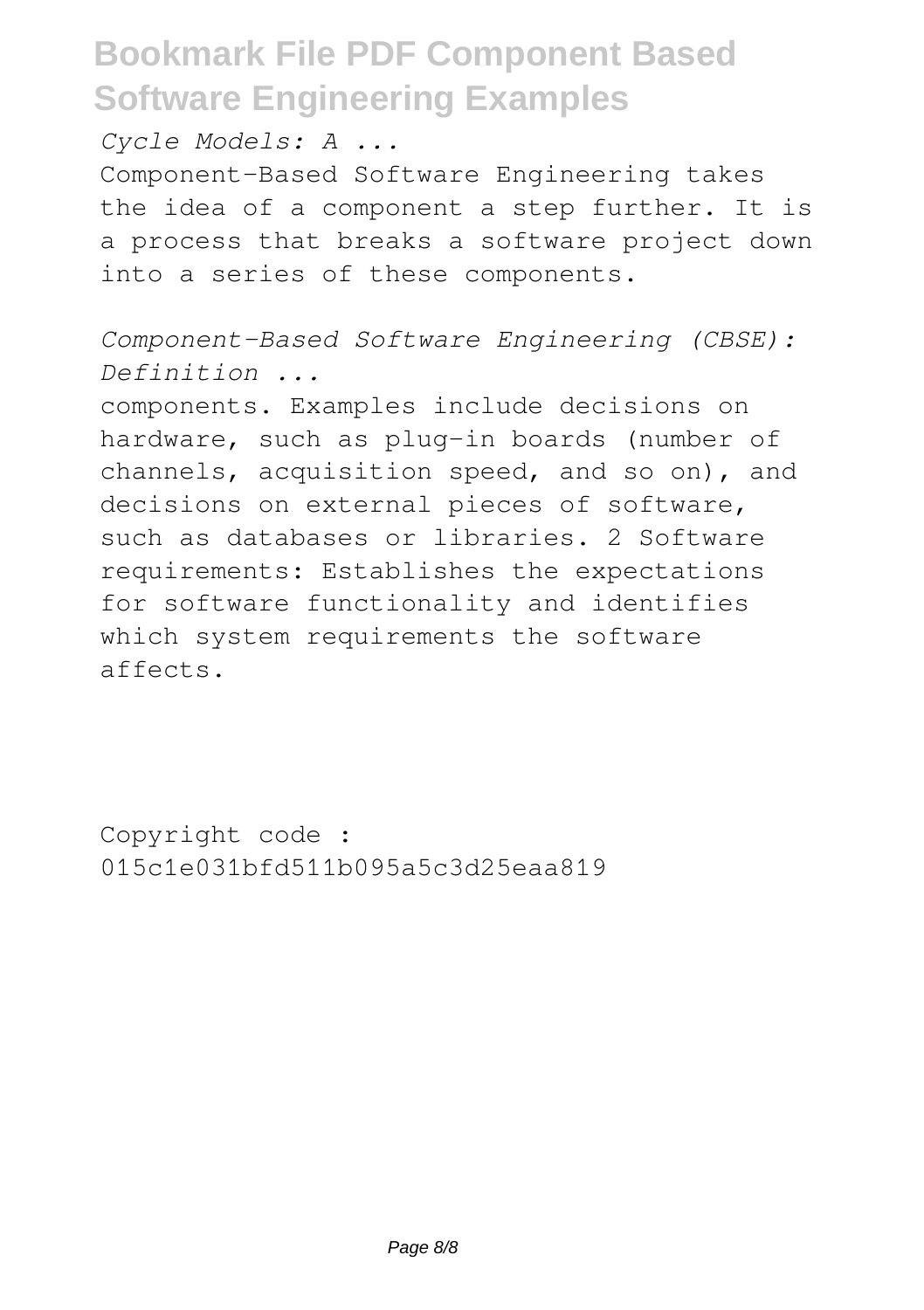*Cycle Models: A ...*

Component-Based Software Engineering takes the idea of a component a step further. It is a process that breaks a software project down into a series of these components.

*Component-Based Software Engineering (CBSE): Definition ...*

components. Examples include decisions on hardware, such as plug-in boards (number of channels, acquisition speed, and so on), and decisions on external pieces of software, such as databases or libraries. 2 Software requirements: Establishes the expectations for software functionality and identifies which system requirements the software affects.

Copyright code : 015c1e031bfd511b095a5c3d25eaa819